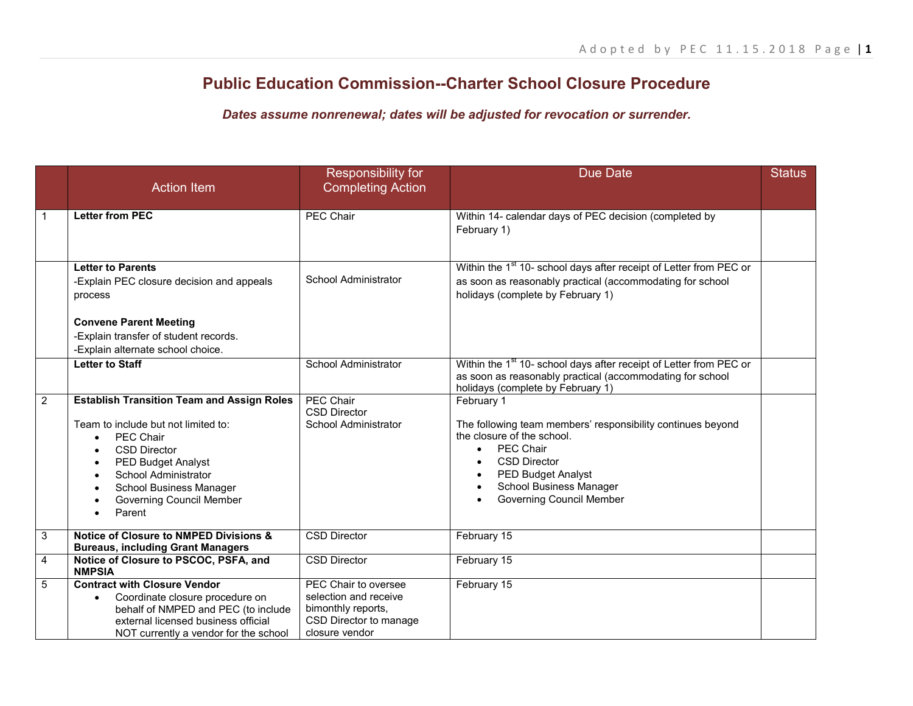# Public Education Commission--Charter School Closure Procedure

***Dates assume nonrenewal; dates will be adjusted for revocation or surrender.***

| | Action Item | Responsibility for Completing Action | Due Date | Status |
|---|---|---|---|---|
| 1 | **Letter from PEC** | PEC Chair | Within 14- calendar days of PEC decision (completed by February 1) | |
| | **Letter to Parents**<br>-Explain PEC closure decision and appeals process<br><br>**Convene Parent Meeting**<br>-Explain transfer of student records.<br>-Explain alternate school choice. | School Administrator | Within the 1st 10- school days after receipt of Letter from PEC or as soon as reasonably practical (accommodating for school holidays (complete by February 1) | |
| | **Letter to Staff** | School Administrator | Within the 1st 10- school days after receipt of Letter from PEC or as soon as reasonably practical (accommodating for school holidays (complete by February 1) | |
| 2 | **Establish Transition Team and Assign Roles**<br><br>Team to include but not limited to:<br>• PEC Chair<br>• CSD Director<br>• PED Budget Analyst<br>• School Administrator<br>• School Business Manager<br>• Governing Council Member<br>• Parent | PEC Chair<br>CSD Director<br>School Administrator | February 1<br><br>The following team members' responsibility continues beyond the closure of the school.<br>• PEC Chair<br>• CSD Director<br>• PED Budget Analyst<br>• School Business Manager<br>• Governing Council Member | |
| 3 | **Notice of Closure to NMPED Divisions & Bureaus, including Grant Managers** | CSD Director | February 15 | |
| 4 | **Notice of Closure to PSCOC, PSFA, and NMPSIA** | CSD Director | February 15 | |
| 5 | **Contract with Closure Vendor**<br>• Coordinate closure procedure on behalf of NMPED and PEC (to include external licensed business official NOT currently a vendor for the school | PEC Chair to oversee selection and receive bimonthly reports,<br>CSD Director to manage closure vendor | February 15 | |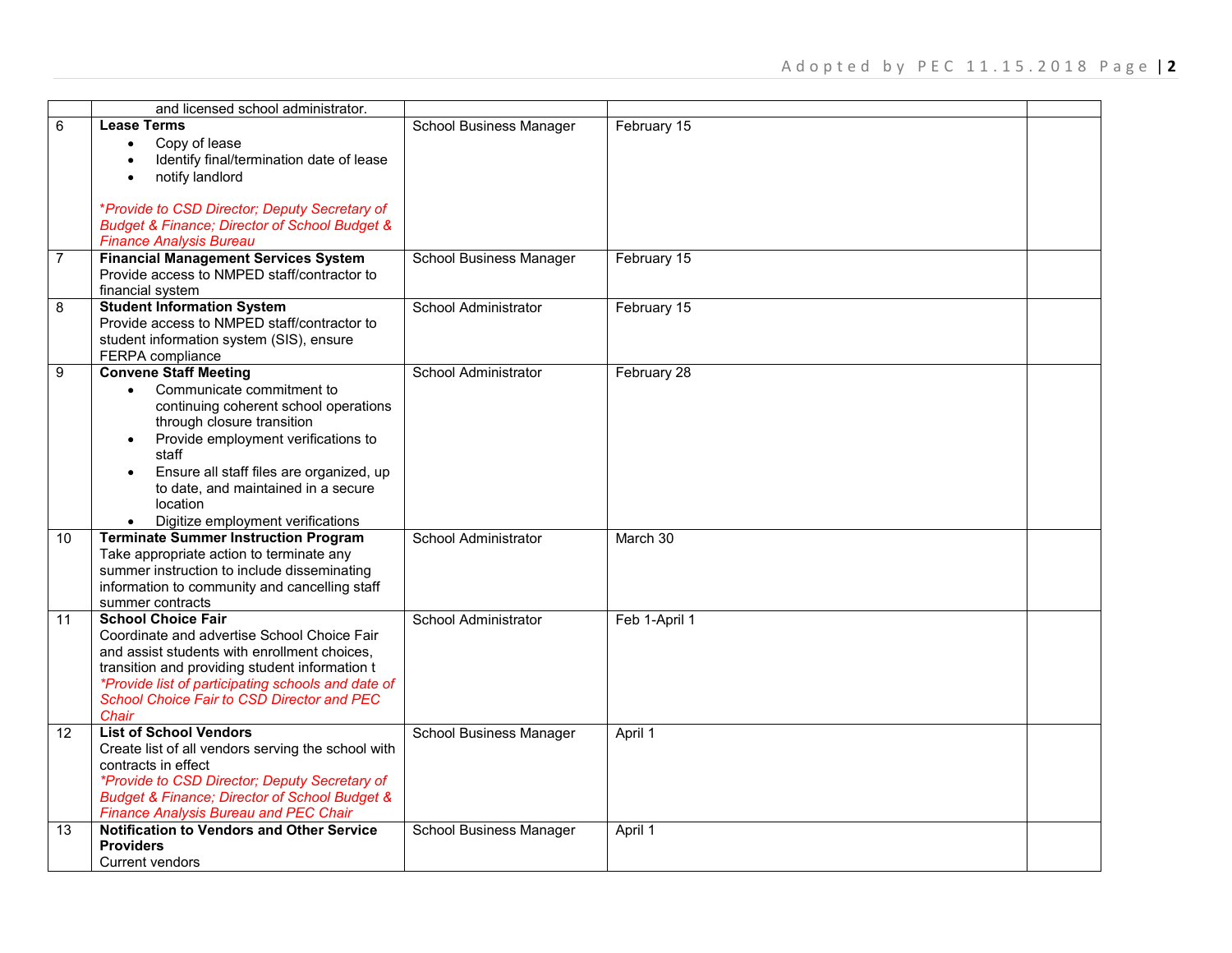| | | | | |
|---|---|---|---|---|
| | and licensed school administrator. | | | |
| 6 | **Lease Terms**<br>• Copy of lease<br>• Identify final/termination date of lease<br>• notify landlord<br><br>*\*Provide to CSD Director; Deputy Secretary of Budget & Finance; Director of School Budget & Finance Analysis Bureau* | School Business Manager | February 15 | |
| 7 | **Financial Management Services System**<br>Provide access to NMPED staff/contractor to financial system | School Business Manager | February 15 | |
| 8 | **Student Information System**<br>Provide access to NMPED staff/contractor to student information system (SIS), ensure FERPA compliance | School Administrator | February 15 | |
| 9 | **Convene Staff Meeting**<br>• Communicate commitment to continuing coherent school operations through closure transition<br>• Provide employment verifications to staff<br>• Ensure all staff files are organized, up to date, and maintained in a secure location<br>• Digitize employment verifications | School Administrator | February 28 | |
| 10 | **Terminate Summer Instruction Program**<br>Take appropriate action to terminate any summer instruction to include disseminating information to community and cancelling staff summer contracts | School Administrator | March 30 | |
| 11 | **School Choice Fair**<br>Coordinate and advertise School Choice Fair and assist students with enrollment choices, transition and providing student information t<br>*\*Provide list of participating schools and date of School Choice Fair to CSD Director and PEC Chair* | School Administrator | Feb 1-April 1 | |
| 12 | **List of School Vendors**<br>Create list of all vendors serving the school with contracts in effect<br>*\*Provide to CSD Director; Deputy Secretary of Budget & Finance; Director of School Budget & Finance Analysis Bureau and PEC Chair* | School Business Manager | April 1 | |
| 13 | **Notification to Vendors and Other Service Providers**<br>Current vendors | School Business Manager | April 1 | |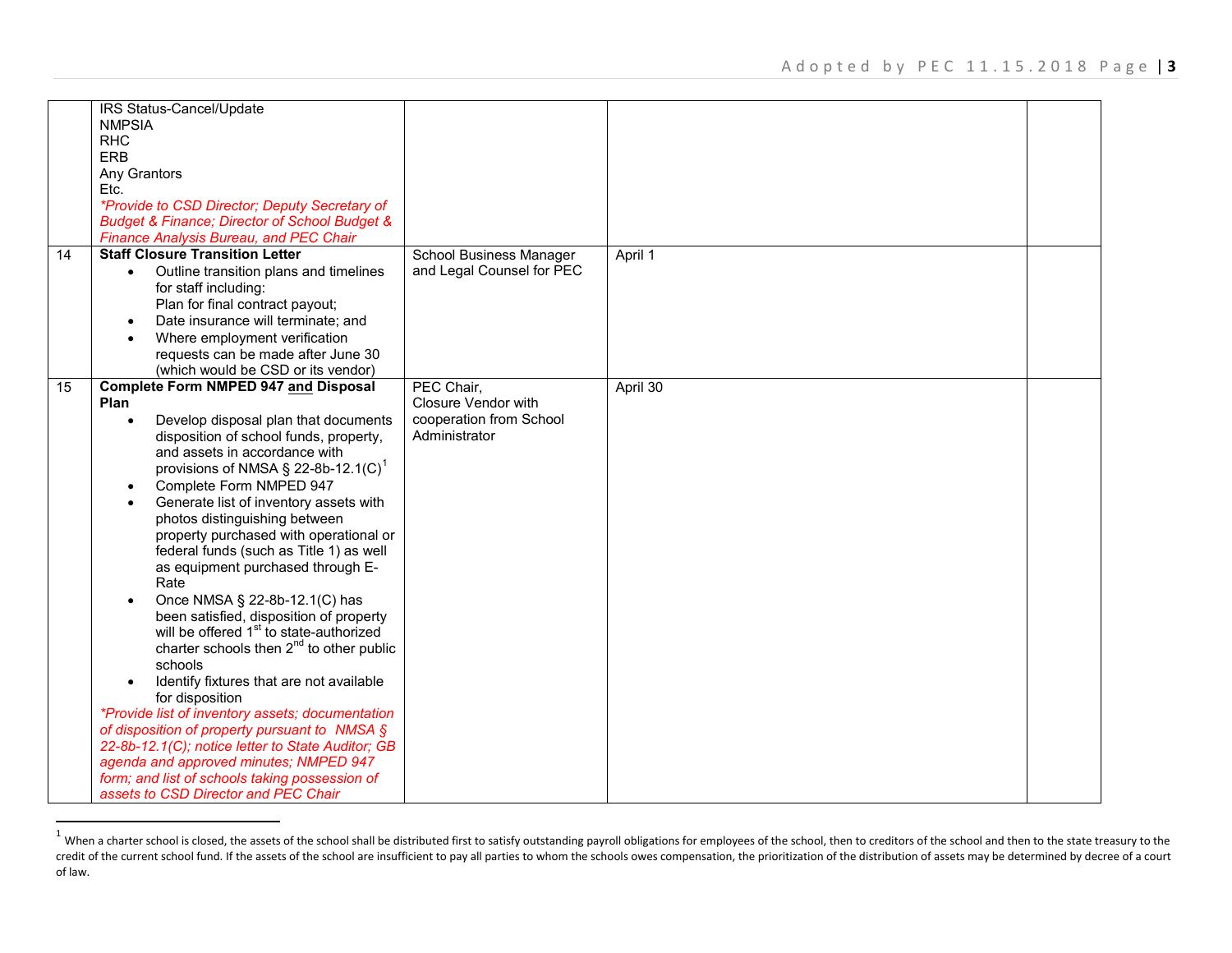| | | | | |
|---|---|---|---|---|
| | IRS Status-Cancel/Update<br>NMPSIA<br>RHC<br>ERB<br>Any Grantors<br>Etc.<br>*\*Provide to CSD Director; Deputy Secretary of Budget & Finance; Director of School Budget & Finance Analysis Bureau, and PEC Chair* | | | |
| 14 | **Staff Closure Transition Letter**<br>• Outline transition plans and timelines for staff including:<br>Plan for final contract payout;<br>• Date insurance will terminate; and<br>• Where employment verification requests can be made after June 30 (which would be CSD or its vendor) | School Business Manager and Legal Counsel for PEC | April 1 | |
| 15 | **Complete Form NMPED 947 <u>and</u> Disposal Plan**<br>• Develop disposal plan that documents disposition of school funds, property, and assets in accordance with provisions of NMSA § 22-8b-12.1(C)[1]<br>• Complete Form NMPED 947<br>• Generate list of inventory assets with photos distinguishing between property purchased with operational or federal funds (such as Title 1) as well as equipment purchased through E-Rate<br>• Once NMSA § 22-8b-12.1(C) has been satisfied, disposition of property will be offered 1st to state-authorized charter schools then 2nd to other public schools<br>• Identify fixtures that are not available for disposition<br>*\*Provide list of inventory assets; documentation of disposition of property pursuant to NMSA § 22-8b-12.1(C); notice letter to State Auditor; GB agenda and approved minutes; NMPED 947 form; and list of schools taking possession of assets to CSD Director and PEC Chair* | PEC Chair,<br>Closure Vendor with cooperation from School Administrator | April 30 | |

[1] When a charter school is closed, the assets of the school shall be distributed first to satisfy outstanding payroll obligations for employees of the school, then to creditors of the school and then to the state treasury to the credit of the current school fund. If the assets of the school are insufficient to pay all parties to whom the schools owes compensation, the prioritization of the distribution of assets may be determined by decree of a court of law.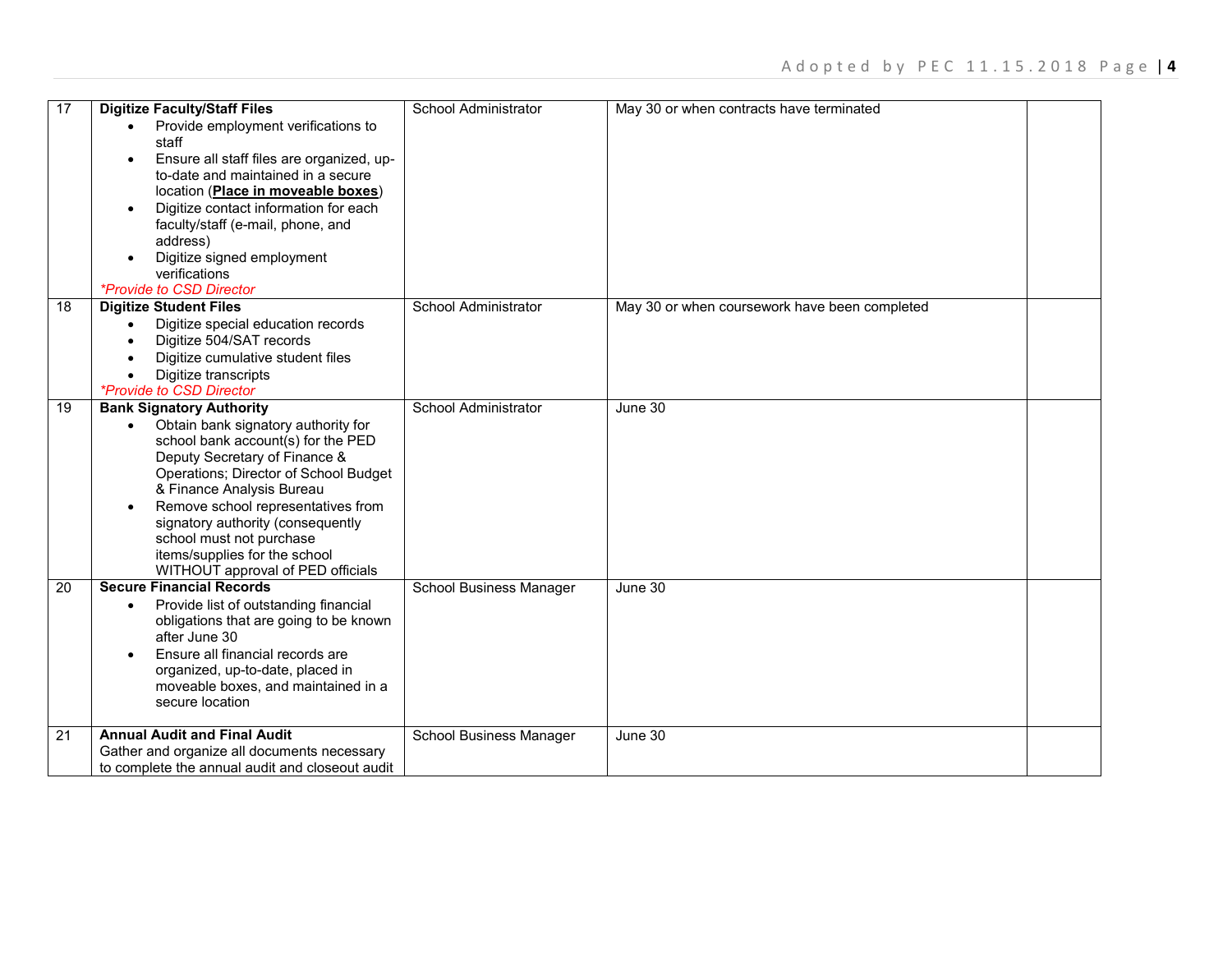| | | | | |
|---|---|---|---|---|
| 17 | **Digitize Faculty/Staff Files**<br>• Provide employment verifications to staff<br>• Ensure all staff files are organized, up-to-date and maintained in a secure location (**Place in moveable boxes**)<br>• Digitize contact information for each faculty/staff (e-mail, phone, and address)<br>• Digitize signed employment verifications<br>*\*Provide to CSD Director* | School Administrator | May 30 or when contracts have terminated | |
| 18 | **Digitize Student Files**<br>• Digitize special education records<br>• Digitize 504/SAT records<br>• Digitize cumulative student files<br>• Digitize transcripts<br>*\*Provide to CSD Director* | School Administrator | May 30 or when coursework have been completed | |
| 19 | **Bank Signatory Authority**<br>• Obtain bank signatory authority for school bank account(s) for the PED Deputy Secretary of Finance & Operations; Director of School Budget & Finance Analysis Bureau<br>• Remove school representatives from signatory authority (consequently school must not purchase items/supplies for the school WITHOUT approval of PED officials | School Administrator | June 30 | |
| 20 | **Secure Financial Records**<br>• Provide list of outstanding financial obligations that are going to be known after June 30<br>• Ensure all financial records are organized, up-to-date, placed in moveable boxes, and maintained in a secure location | School Business Manager | June 30 | |
| 21 | **Annual Audit and Final Audit**<br>Gather and organize all documents necessary to complete the annual audit and closeout audit | School Business Manager | June 30 | |